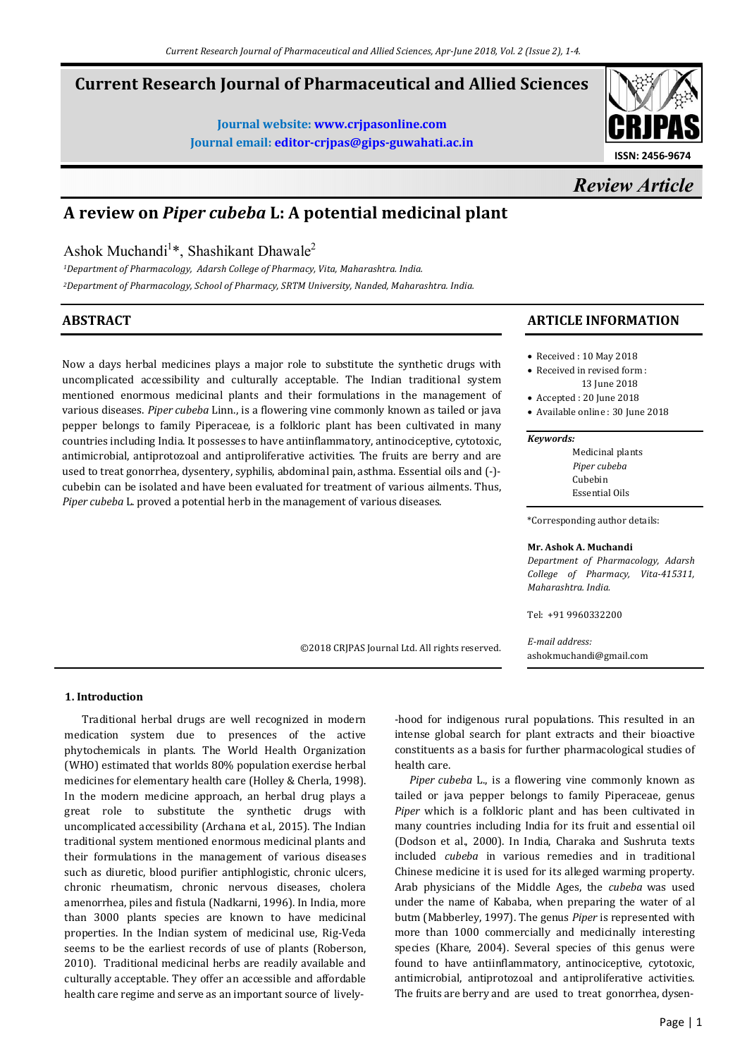# Current Research Journal of Pharmaceutical and Allied Sciences

**Journal website: www.crjpasonline.com**
**Journal email: editor-crjpas@gips-guwahati.ac.in**

ISSN: 2456-9674

*Review Article*

# A review on *Piper cubeba* L: A potential medicinal plant

Ashok Muchandi[1]*, Shashikant Dhawale[2]

[1]*Department of Pharmacology, Adarsh College of Pharmacy, Vita, Maharashtra. India.*
[2]*Department of Pharmacology, School of Pharmacy, SRTM University, Nanded, Maharashtra. India.*

## ABSTRACT

Now a days herbal medicines plays a major role to substitute the synthetic drugs with uncomplicated accessibility and culturally acceptable. The Indian traditional system mentioned enormous medicinal plants and their formulations in the management of various diseases. *Piper cubeba* Linn., is a flowering vine commonly known as tailed or java pepper belongs to family Piperaceae, is a folkloric plant has been cultivated in many countries including India. It possesses to have antiinflammatory, antinociceptive, cytotoxic, antimicrobial, antiprotozoal and antiproliferative activities. The fruits are berry and are used to treat gonorrhea, dysentery, syphilis, abdominal pain, asthma. Essential oils and (-)-cubebin can be isolated and have been evaluated for treatment of various ailments. Thus, *Piper cubeba* L. proved a potential herb in the management of various diseases.

©2018 CRJPAS Journal Ltd. All rights reserved.

## ARTICLE INFORMATION

- Received : 10 May 2018
- Received in revised form : 13 June 2018
- Accepted : 20 June 2018
- Available online : 30 June 2018

***Keywords:***
Medicinal plants
*Piper cubeba*
Cubebin
Essential Oils

*Corresponding author details:

**Mr. Ashok A. Muchandi**
*Department of Pharmacology, Adarsh College of Pharmacy, Vita-415311, Maharashtra. India.*

Tel: +91 9960332200

*E-mail address:*
ashokmuchandi@gmail.com

## 1. Introduction

Traditional herbal drugs are well recognized in modern medication system due to presences of the active phytochemicals in plants. The World Health Organization (WHO) estimated that worlds 80% population exercise herbal medicines for elementary health care (Holley & Cherla, 1998). In the modern medicine approach, an herbal drug plays a great role to substitute the synthetic drugs with uncomplicated accessibility (Archana et al., 2015). The Indian traditional system mentioned enormous medicinal plants and their formulations in the management of various diseases such as diuretic, blood purifier antiphlogistic, chronic ulcers, chronic rheumatism, chronic nervous diseases, cholera amenorrhea, piles and fistula (Nadkarni, 1996). In India, more than 3000 plants species are known to have medicinal properties. In the Indian system of medicinal use, Rig-Veda seems to be the earliest records of use of plants (Roberson, 2010). Traditional medicinal herbs are readily available and culturally acceptable. They offer an accessible and affordable health care regime and serve as an important source of livelihood for indigenous rural populations. This resulted in an intense global search for plant extracts and their bioactive constituents as a basis for further pharmacological studies of health care.

*Piper cubeba* L., is a flowering vine commonly known as tailed or java pepper belongs to family Piperaceae, genus *Piper* which is a folkloric plant and has been cultivated in many countries including India for its fruit and essential oil (Dodson et al., 2000). In India, Charaka and Sushruta texts included *cubeba* in various remedies and in traditional Chinese medicine it is used for its alleged warming property. Arab physicians of the Middle Ages, the *cubeba* was used under the name of Kababa, when preparing the water of al butm (Mabberley, 1997). The genus *Piper* is represented with more than 1000 commercially and medicinally interesting species (Khare, 2004). Several species of this genus were found to have antiinflammatory, antinociceptive, cytotoxic, antimicrobial, antiprotozoal and antiproliferative activities. The fruits are berry and are used to treat gonorrhea, dysen-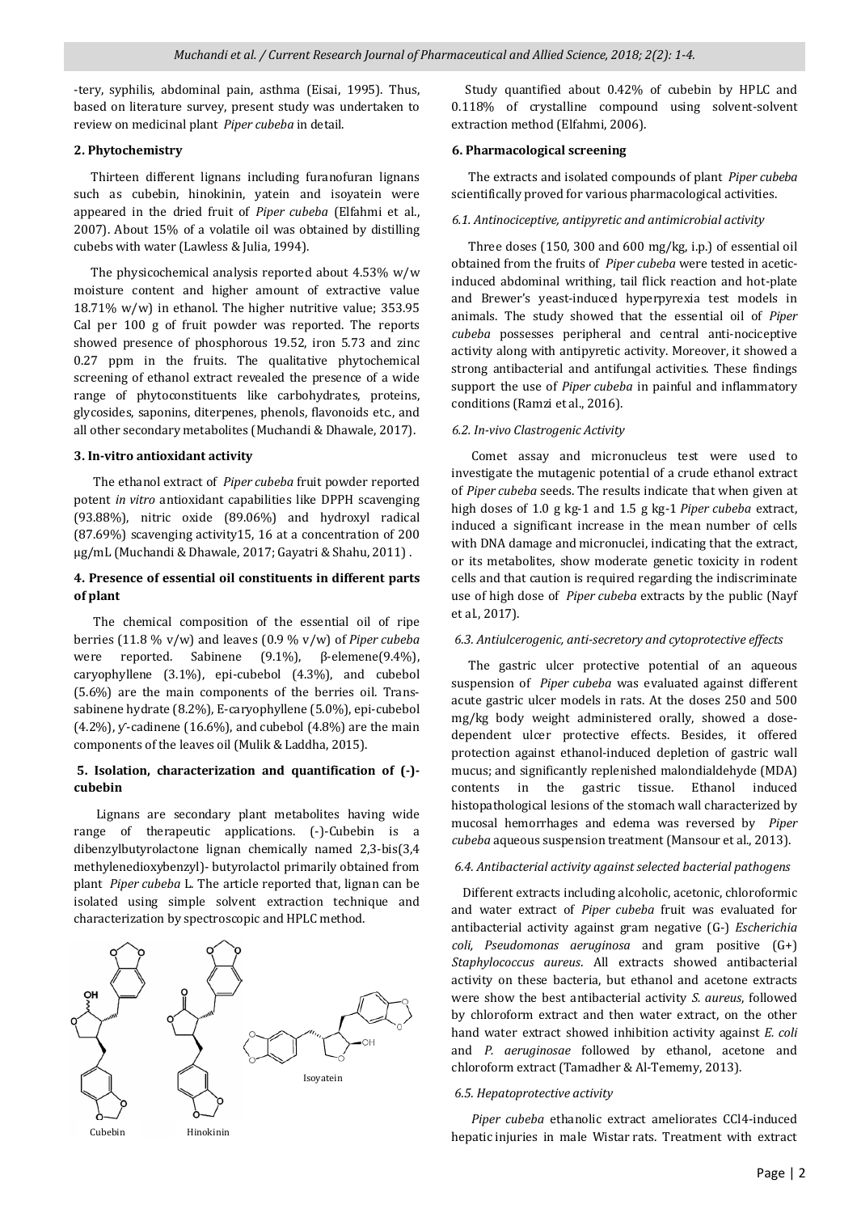-tery, syphilis, abdominal pain, asthma (Eisai, 1995). Thus, based on literature survey, present study was undertaken to review on medicinal plant *Piper cubeba* in detail.

## 2. Phytochemistry

Thirteen different lignans including furanofuran lignans such as cubebin, hinokinin, yatein and isoyatein were appeared in the dried fruit of *Piper cubeba* (Elfahmi et al., 2007). About 15% of a volatile oil was obtained by distilling cubebs with water (Lawless & Julia, 1994).

The physicochemical analysis reported about 4.53% w/w moisture content and higher amount of extractive value 18.71% w/w) in ethanol. The higher nutritive value; 353.95 Cal per 100 g of fruit powder was reported. The reports showed presence of phosphorous 19.52, iron 5.73 and zinc 0.27 ppm in the fruits. The qualitative phytochemical screening of ethanol extract revealed the presence of a wide range of phytoconstituents like carbohydrates, proteins, glycosides, saponins, diterpenes, phenols, flavonoids etc., and all other secondary metabolites (Muchandi & Dhawale, 2017).

## 3. In-vitro antioxidant activity

The ethanol extract of *Piper cubeba* fruit powder reported potent *in vitro* antioxidant capabilities like DPPH scavenging (93.88%), nitric oxide (89.06%) and hydroxyl radical (87.69%) scavenging activity15, 16 at a concentration of 200 µg/mL (Muchandi & Dhawale, 2017; Gayatri & Shahu, 2011) .

## 4. Presence of essential oil constituents in different parts of plant

The chemical composition of the essential oil of ripe berries (11.8 % v/v) and leaves (0.9 % v/v) of *Piper cubeba* were reported. Sabinene (9.1%), β-elemene(9.4%), caryophyllene (3.1%), epi-cubebol (4.3%), and cubebol (5.6%) are the main components of the berries oil. Trans-sabinene hydrate (8.2%), E-caryophyllene (5.0%), epi-cubebol (4.2%), ỿ-cadinene (16.6%), and cubebol (4.8%) are the main components of the leaves oil (Mulik & Laddha, 2015).

## 5. Isolation, characterization and quantification of (-)-cubebin

Lignans are secondary plant metabolites having wide range of therapeutic applications. (-)-Cubebin is a dibenzylbutyrolactone lignan chemically named 2,3-bis(3,4 methylenedioxybenzyl)- butyrolactol primarily obtained from plant *Piper cubeba* L. The article reported that, lignan can be isolated using simple solvent extraction technique and characterization by spectroscopic and HPLC method.

Cubebin    Hinokinin    Isoyatein

Study quantified about 0.42% of cubebin by HPLC and 0.118% of crystalline compound using solvent-solvent extraction method (Elfahmi, 2006).

## 6. Pharmacological screening

The extracts and isolated compounds of plant *Piper cubeba* scientifically proved for various pharmacological activities.

### 6.1. Antinociceptive, antipyretic and antimicrobial activity

Three doses (150, 300 and 600 mg/kg, i.p.) of essential oil obtained from the fruits of *Piper cubeba* were tested in acetic-induced abdominal writhing, tail flick reaction and hot-plate and Brewer's yeast-induced hyperpyrexia test models in animals. The study showed that the essential oil of *Piper cubeba* possesses peripheral and central anti-nociceptive activity along with antipyretic activity. Moreover, it showed a strong antibacterial and antifungal activities. These findings support the use of *Piper cubeba* in painful and inflammatory conditions (Ramzi et al., 2016).

### 6.2. In-vivo Clastrogenic Activity

Comet assay and micronucleus test were used to investigate the mutagenic potential of a crude ethanol extract of *Piper cubeba* seeds. The results indicate that when given at high doses of 1.0 g kg-1 and 1.5 g kg-1 *Piper cubeba* extract, induced a significant increase in the mean number of cells with DNA damage and micronuclei, indicating that the extract, or its metabolites, show moderate genetic toxicity in rodent cells and that caution is required regarding the indiscriminate use of high dose of *Piper cubeba* extracts by the public (Nayf et al., 2017).

### 6.3. Antiulcerogenic, anti-secretory and cytoprotective effects

The gastric ulcer protective potential of an aqueous suspension of *Piper cubeba* was evaluated against different acute gastric ulcer models in rats. At the doses 250 and 500 mg/kg body weight administered orally, showed a dose-dependent ulcer protective effects. Besides, it offered protection against ethanol-induced depletion of gastric wall mucus; and significantly replenished malondialdehyde (MDA) contents in the gastric tissue. Ethanol induced histopathological lesions of the stomach wall characterized by mucosal hemorrhages and edema was reversed by *Piper cubeba* aqueous suspension treatment (Mansour et al., 2013).

### 6.4. Antibacterial activity against selected bacterial pathogens

Different extracts including alcoholic, acetonic, chloroformic and water extract of *Piper cubeba* fruit was evaluated for antibacterial activity against gram negative (G-) *Escherichia coli, Pseudomonas aeruginosa* and gram positive (G+) *Staphylococcus aureus*. All extracts showed antibacterial activity on these bacteria, but ethanol and acetone extracts were show the best antibacterial activity *S. aureus*, followed by chloroform extract and then water extract, on the other hand water extract showed inhibition activity against *E. coli* and *P. aeruginosae* followed by ethanol, acetone and chloroform extract (Tamadher & Al-Tememy, 2013).

### 6.5. Hepatoprotective activity

*Piper cubeba* ethanolic extract ameliorates $CCl_4$-induced hepatic injuries in male Wistar rats. Treatment with extract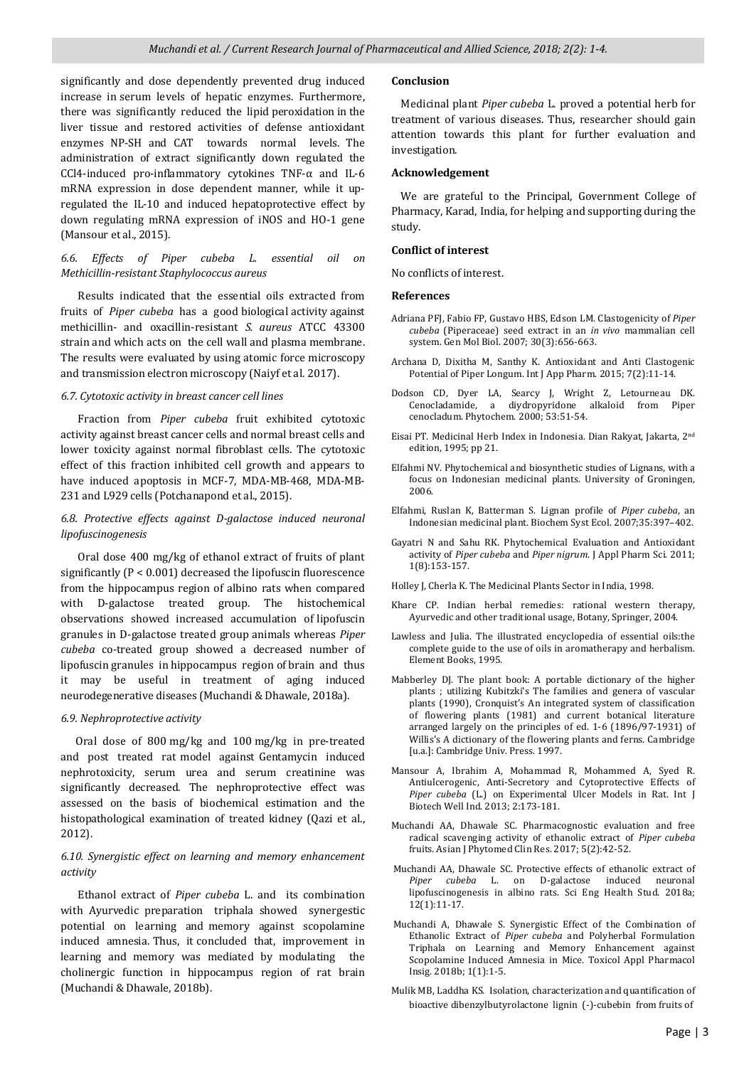significantly and dose dependently prevented drug induced increase in serum levels of hepatic enzymes. Furthermore, there was significantly reduced the lipid peroxidation in the liver tissue and restored activities of defense antioxidant enzymes NP-SH and CAT towards normal levels. The administration of extract significantly down regulated the CCl4-induced pro-inflammatory cytokines TNF-α and IL-6 mRNA expression in dose dependent manner, while it up-regulated the IL-10 and induced hepatoprotective effect by down regulating mRNA expression of iNOS and HO-1 gene (Mansour et al., 2015).

### *6.6. Effects of Piper cubeba L. essential oil on Methicillin-resistant Staphylococcus aureus*

Results indicated that the essential oils extracted from fruits of *Piper cubeba* has a good biological activity against methicillin- and oxacillin-resistant *S. aureus* ATCC 43300 strain and which acts on the cell wall and plasma membrane. The results were evaluated by using atomic force microscopy and transmission electron microscopy (Naiyf et al. 2017).

### *6.7. Cytotoxic activity in breast cancer cell lines*

Fraction from *Piper cubeba* fruit exhibited cytotoxic activity against breast cancer cells and normal breast cells and lower toxicity against normal fibroblast cells. The cytotoxic effect of this fraction inhibited cell growth and appears to have induced apoptosis in MCF-7, MDA-MB-468, MDA-MB-231 and L929 cells (Potchanapond et al., 2015).

### *6.8. Protective effects against D-galactose induced neuronal lipofuscinogenesis*

Oral dose 400 mg/kg of ethanol extract of fruits of plant significantly ($P < 0.001$) decreased the lipofuscin fluorescence from the hippocampus region of albino rats when compared with D-galactose treated group. The histochemical observations showed increased accumulation of lipofuscin granules in D-galactose treated group animals whereas *Piper cubeba* co-treated group showed a decreased number of lipofuscin granules in hippocampus region of brain and thus it may be useful in treatment of aging induced neurodegenerative diseases (Muchandi & Dhawale, 2018a).

### *6.9. Nephroprotective activity*

Oral dose of 800 mg/kg and 100 mg/kg in pre-treated and post treated rat model against Gentamycin induced nephrotoxicity, serum urea and serum creatinine was significantly decreased. The nephroprotective effect was assessed on the basis of biochemical estimation and the histopathological examination of treated kidney (Qazi et al., 2012).

### *6.10. Synergistic effect on learning and memory enhancement activity*

Ethanol extract of *Piper cubeba* L. and its combination with Ayurvedic preparation triphala showed synergestic potential on learning and memory against scopolamine induced amnesia. Thus, it concluded that, improvement in learning and memory was mediated by modulating the cholinergic function in hippocampus region of rat brain (Muchandi & Dhawale, 2018b).

## Conclusion

Medicinal plant *Piper cubeba* L. proved a potential herb for treatment of various diseases. Thus, researcher should gain attention towards this plant for further evaluation and investigation.

## Acknowledgement

We are grateful to the Principal, Government College of Pharmacy, Karad, India, for helping and supporting during the study.

## Conflict of interest

No conflicts of interest.

## References

Adriana PFJ, Fabio FP, Gustavo HBS, Edson LM. Clastogenicity of *Piper cubeba* (Piperaceae) seed extract in an *in vivo* mammalian cell system. Gen Mol Biol. 2007; 30(3):656-663.

Archana D, Dixitha M, Santhy K. Antioxidant and Anti Clastogenic Potential of Piper Longum. Int J App Pharm. 2015; 7(2):11-14.

Dodson CD, Dyer LA, Searcy J, Wright Z, Letourneau DK. Cenocladamide, a diydropyridone alkaloid from Piper cenocladum. Phytochem. 2000; 53:51-54.

Eisai PT. Medicinal Herb Index in Indonesia. Dian Rakyat, Jakarta, 2nd edition, 1995; pp 21.

Elfahmi NV. Phytochemical and biosynthetic studies of Lignans, with a focus on Indonesian medicinal plants. University of Groningen, 2006.

Elfahmi, Ruslan K, Batterman S. Lignan profile of *Piper cubeba*, an Indonesian medicinal plant. Biochem Syst Ecol. 2007;35:397–402.

Gayatri N and Sahu RK. Phytochemical Evaluation and Antioxidant activity of *Piper cubeba* and *Piper nigrum*. J Appl Pharm Sci. 2011; 1(8):153-157.

Holley J, Cherla K. The Medicinal Plants Sector in India, 1998.

Khare CP. Indian herbal remedies: rational western therapy, Ayurvedic and other traditional usage, Botany, Springer, 2004.

Lawless and Julia. The illustrated encyclopedia of essential oils:the complete guide to the use of oils in aromatherapy and herbalism. Element Books, 1995.

Mabberley DJ. The plant book: A portable dictionary of the higher plants ; utilizing Kubitzki's The families and genera of vascular plants (1990), Cronquist's An integrated system of classification of flowering plants (1981) and current botanical literature arranged largely on the principles of ed. 1-6 (1896/97-1931) of Willis's A dictionary of the flowering plants and ferns. Cambridge [u.a.]: Cambridge Univ. Press. 1997.

Mansour A, Ibrahim A, Mohammad R, Mohammed A, Syed R. Antiulcerogenic, Anti-Secretory and Cytoprotective Effects of *Piper cubeba* (L.) on Experimental Ulcer Models in Rat. Int J Biotech Well Ind. 2013; 2:173-181.

Muchandi AA, Dhawale SC. Pharmacognostic evaluation and free radical scavenging activity of ethanolic extract of *Piper cubeba* fruits. Asian J Phytomed Clin Res. 2017; 5(2):42-52.

Muchandi AA, Dhawale SC. Protective effects of ethanolic extract of *Piper cubeba* L. on D-galactose induced neuronal lipofuscinogenesis in albino rats. Sci Eng Health Stud. 2018a; 12(1):11-17.

Muchandi A, Dhawale S. Synergistic Effect of the Combination of Ethanolic Extract of *Piper cubeba* and Polyherbal Formulation Triphala on Learning and Memory Enhancement against Scopolamine Induced Amnesia in Mice. Toxicol Appl Pharmacol Insig. 2018b; 1(1):1-5.

Mulik MB, Laddha KS. Isolation, characterization and quantification of bioactive dibenzylbutyrolactone lignin (-)-cubebin from fruits of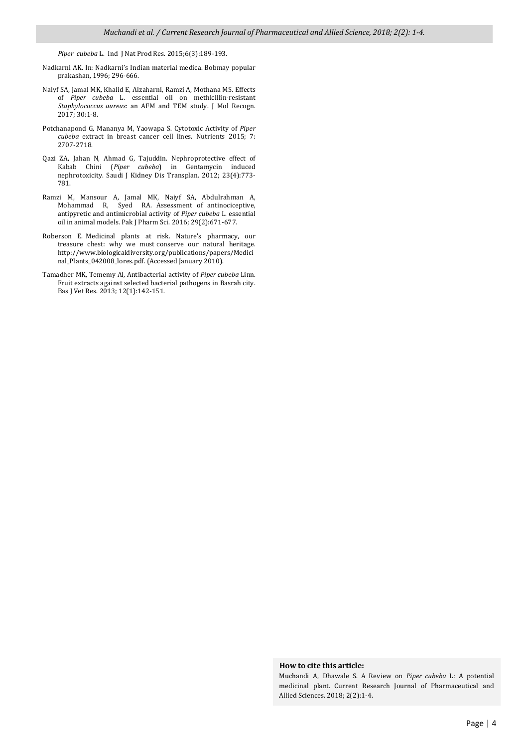*Piper cubeba* L. Ind J Nat Prod Res. 2015;6(3):189-193.

Nadkarni AK. In: Nadkarni's Indian material medica. Bobmay popular prakashan, 1996; 296-666.

Naiyf SA, Jamal MK, Khalid E, Alzaharni, Ramzi A, Mothana MS. Effects of *Piper cubeba* L. essential oil on methicillin-resistant *Staphylococcus aureus*: an AFM and TEM study. J Mol Recogn. 2017; 30:1-8.

Potchanapond G, Mananya M, Yaowapa S. Cytotoxic Activity of *Piper cubeba* extract in breast cancer cell lines. Nutrients 2015; 7: 2707-2718.

Qazi ZA, Jahan N, Ahmad G, Tajuddin. Nephroprotective effect of Kabab Chini (*Piper cubeba*) in Gentamycin induced nephrotoxicity. Saudi J Kidney Dis Transplan. 2012; 23(4):773-781.

Ramzi M, Mansour A, Jamal MK, Naiyf SA, Abdulrahman A, Mohammad R, Syed RA. Assessment of antinociceptive, antipyretic and antimicrobial activity of *Piper cubeba* L. essential oil in animal models. Pak J Pharm Sci. 2016; 29(2):671-677.

Roberson E. Medicinal plants at risk. Nature's pharmacy, our treasure chest: why we must conserve our natural heritage. http://www.biologicaldiversity.org/publications/papers/Medicinal_Plants_042008_lores.pdf. (Accessed January 2010).

Tamadher MK, Tememy Al, Antibacterial activity of *Piper cubeba* Linn. Fruit extracts against selected bacterial pathogens in Basrah city. Bas J Vet Res. 2013; 12(1):142-151.

**How to cite this article:**

Muchandi A, Dhawale S. A Review on *Piper cubeba* L: A potential medicinal plant. Current Research Journal of Pharmaceutical and Allied Sciences. 2018; 2(2):1-4.